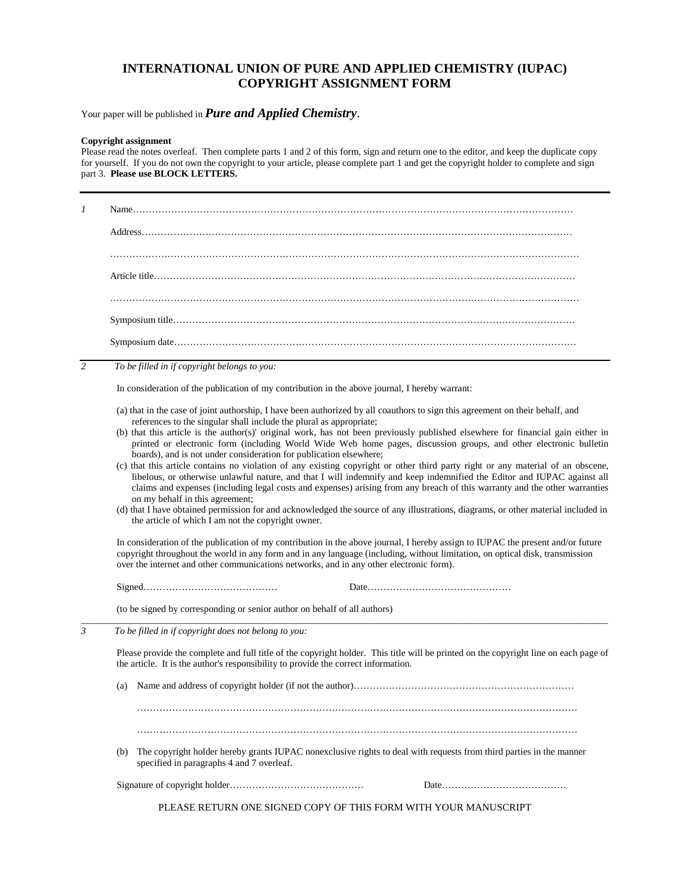# INTERNATIONAL UNION OF PURE AND APPLIED CHEMISTRY (IUPAC) COPYRIGHT ASSIGNMENT FORM

Your paper will be published in ***Pure and Applied Chemistry***.

**Copyright assignment**

Please read the notes overleaf. Then complete parts 1 and 2 of this form, sign and return one to the editor, and keep the duplicate copy for yourself. If you do not own the copyright to your article, please complete part 1 and get the copyright holder to complete and sign part 3. **Please use BLOCK LETTERS.**

---

*1* Name……………………………………………………………………………………………………………………………

Address…………………………………………………………………………………………………………………………

……………………………………………………………………………………………………………………………………

Article title………………………………………………………………………………………………………………………

……………………………………………………………………………………………………………………………………

Symposium title…………………………………………………………………………………………………………………

Symposium date…………………………………………………………………………………………………………………

---

*2* *To be filled in if copyright belongs to you:*

In consideration of the publication of my contribution in the above journal, I hereby warrant:

(a) that in the case of joint authorship, I have been authorized by all coauthors to sign this agreement on their behalf, and references to the singular shall include the plural as appropriate;

(b) that this article is the author(s)' original work, has not been previously published elsewhere for financial gain either in printed or electronic form (including World Wide Web home pages, discussion groups, and other electronic bulletin boards), and is not under consideration for publication elsewhere;

(c) that this article contains no violation of any existing copyright or other third party right or any material of an obscene, libelous, or otherwise unlawful nature, and that I will indemnify and keep indemnified the Editor and IUPAC against all claims and expenses (including legal costs and expenses) arising from any breach of this warranty and the other warranties on my behalf in this agreement;

(d) that I have obtained permission for and acknowledged the source of any illustrations, diagrams, or other material included in the article of which I am not the copyright owner.

In consideration of the publication of my contribution in the above journal, I hereby assign to IUPAC the present and/or future copyright throughout the world in any form and in any language (including, without limitation, on optical disk, transmission over the internet and other communications networks, and in any other electronic form).

Signed……………………………………   Date………………………………………

(to be signed by corresponding or senior author on behalf of all authors)

---

*3* *To be filled in if copyright does not belong to you:*

Please provide the complete and full title of the copyright holder. This title will be printed on the copyright line on each page of the article. It is the author's responsibility to provide the correct information.

(a) Name and address of copyright holder (if not the author)……………………………………………………………

……………………………………………………………………………………………………………………………………

……………………………………………………………………………………………………………………………………

(b) The copyright holder hereby grants IUPAC nonexclusive rights to deal with requests from third parties in the manner specified in paragraphs 4 and 7 overleaf.

Signature of copyright holder……………………………………   Date…………………………………

PLEASE RETURN ONE SIGNED COPY OF THIS FORM WITH YOUR MANUSCRIPT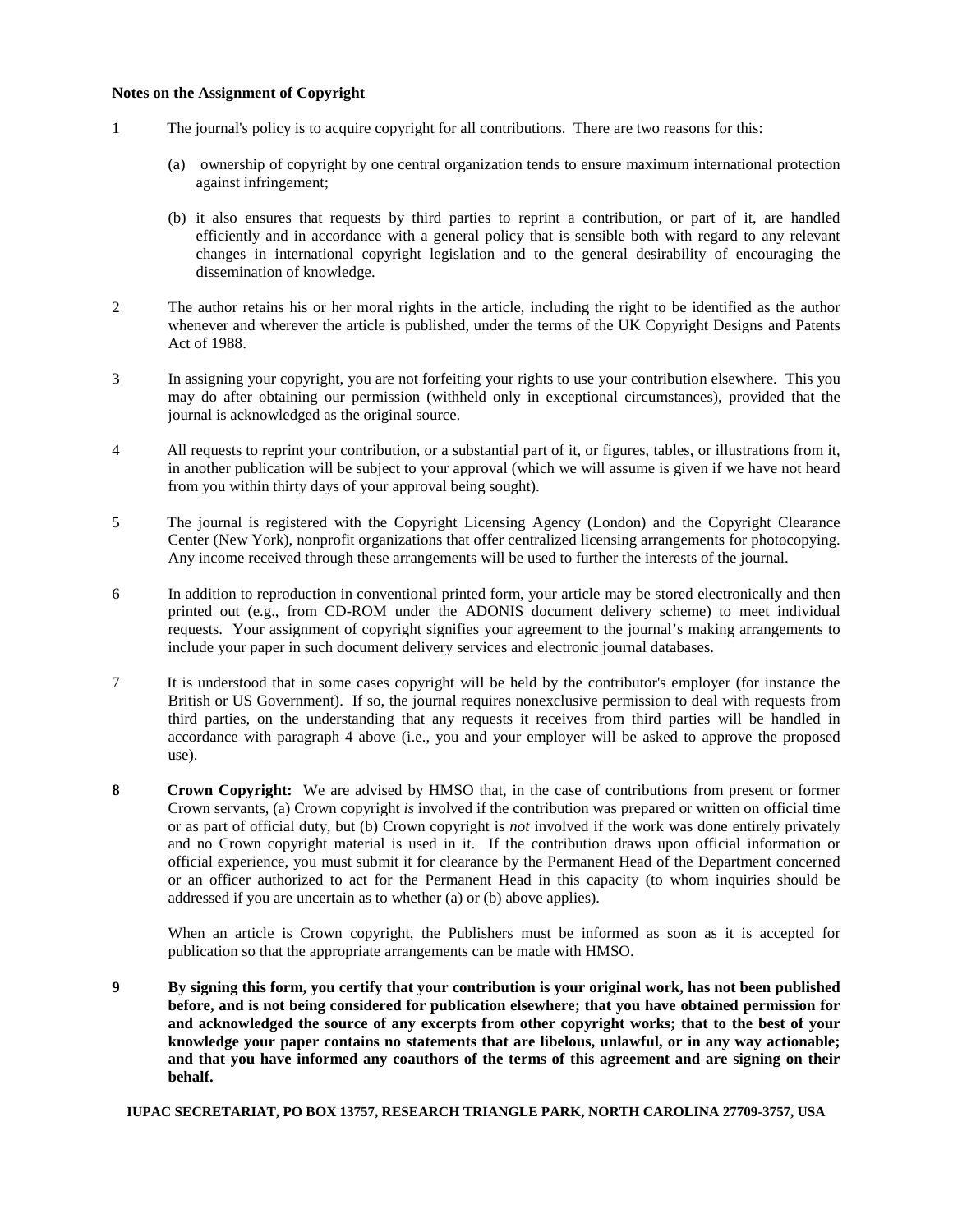**Notes on the Assignment of Copyright**

1. The journal's policy is to acquire copyright for all contributions. There are two reasons for this:

   (a) ownership of copyright by one central organization tends to ensure maximum international protection against infringement;

   (b) it also ensures that requests by third parties to reprint a contribution, or part of it, are handled efficiently and in accordance with a general policy that is sensible both with regard to any relevant changes in international copyright legislation and to the general desirability of encouraging the dissemination of knowledge.

2. The author retains his or her moral rights in the article, including the right to be identified as the author whenever and wherever the article is published, under the terms of the UK Copyright Designs and Patents Act of 1988.

3. In assigning your copyright, you are not forfeiting your rights to use your contribution elsewhere. This you may do after obtaining our permission (withheld only in exceptional circumstances), provided that the journal is acknowledged as the original source.

4. All requests to reprint your contribution, or a substantial part of it, or figures, tables, or illustrations from it, in another publication will be subject to your approval (which we will assume is given if we have not heard from you within thirty days of your approval being sought).

5. The journal is registered with the Copyright Licensing Agency (London) and the Copyright Clearance Center (New York), nonprofit organizations that offer centralized licensing arrangements for photocopying. Any income received through these arrangements will be used to further the interests of the journal.

6. In addition to reproduction in conventional printed form, your article may be stored electronically and then printed out (e.g., from CD-ROM under the ADONIS document delivery scheme) to meet individual requests. Your assignment of copyright signifies your agreement to the journal's making arrangements to include your paper in such document delivery services and electronic journal databases.

7. It is understood that in some cases copyright will be held by the contributor's employer (for instance the British or US Government). If so, the journal requires nonexclusive permission to deal with requests from third parties, on the understanding that any requests it receives from third parties will be handled in accordance with paragraph 4 above (i.e., you and your employer will be asked to approve the proposed use).

**8** **Crown Copyright:** We are advised by HMSO that, in the case of contributions from present or former Crown servants, (a) Crown copyright *is* involved if the contribution was prepared or written on official time or as part of official duty, but (b) Crown copyright is *not* involved if the work was done entirely privately and no Crown copyright material is used in it. If the contribution draws upon official information or official experience, you must submit it for clearance by the Permanent Head of the Department concerned or an officer authorized to act for the Permanent Head in this capacity (to whom inquiries should be addressed if you are uncertain as to whether (a) or (b) above applies).

   When an article is Crown copyright, the Publishers must be informed as soon as it is accepted for publication so that the appropriate arrangements can be made with HMSO.

**9** **By signing this form, you certify that your contribution is your original work, has not been published before, and is not being considered for publication elsewhere; that you have obtained permission for and acknowledged the source of any excerpts from other copyright works; that to the best of your knowledge your paper contains no statements that are libelous, unlawful, or in any way actionable; and that you have informed any coauthors of the terms of this agreement and are signing on their behalf.**

**IUPAC SECRETARIAT, PO BOX 13757, RESEARCH TRIANGLE PARK, NORTH CAROLINA 27709-3757, USA**